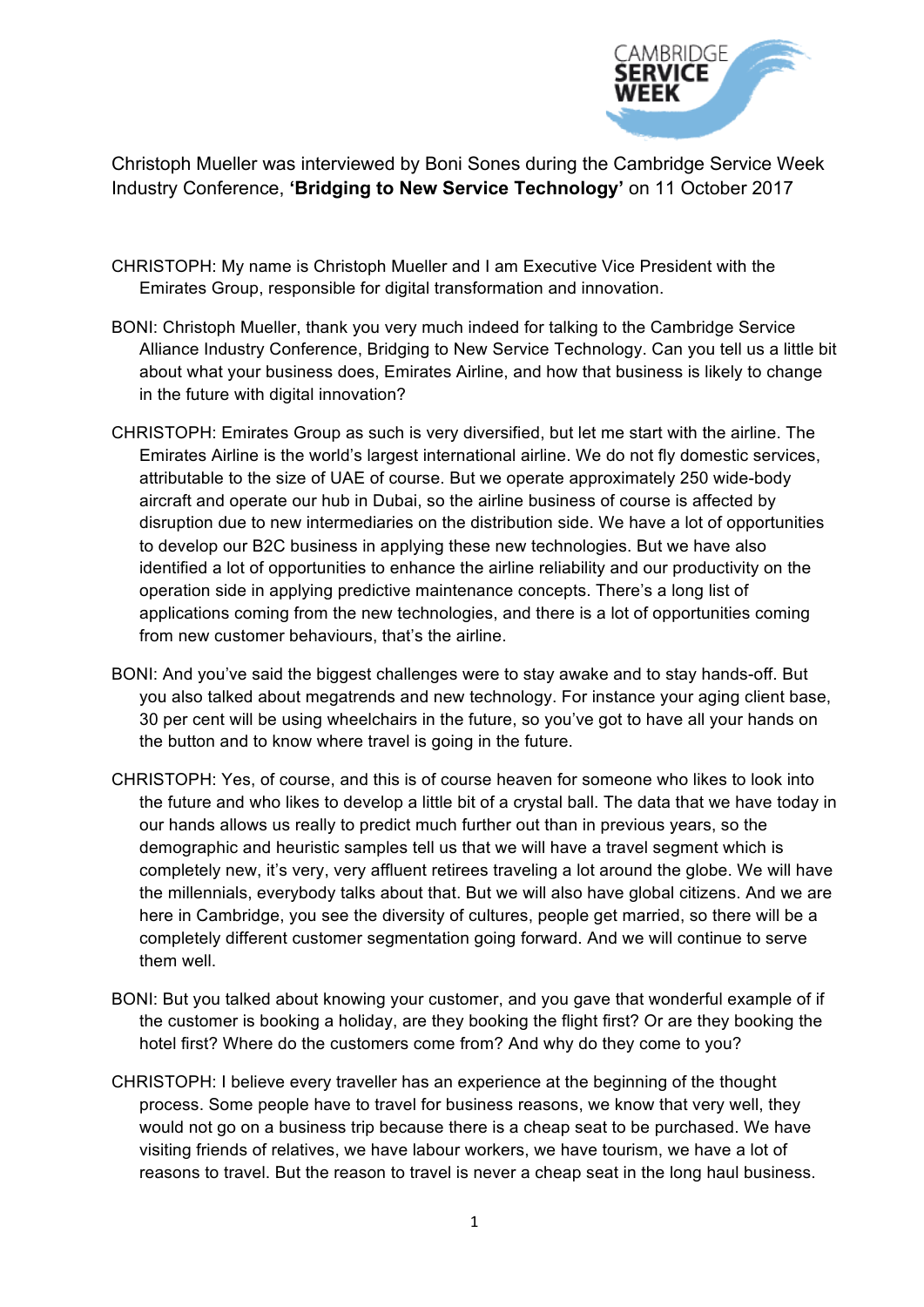Christoph Mueller was interviewed by Boni Sones during the Cambridge Service Week Industry Conference, **'Bridging to New Service Technology'** on 11 October 2017

CHRISTOPH: My name is Christoph Mueller and I am Executive Vice President with the Emirates Group, responsible for digital transformation and innovation.

BONI: Christoph Mueller, thank you very much indeed for talking to the Cambridge Service Alliance Industry Conference, Bridging to New Service Technology. Can you tell us a little bit about what your business does, Emirates Airline, and how that business is likely to change in the future with digital innovation?

CHRISTOPH: Emirates Group as such is very diversified, but let me start with the airline. The Emirates Airline is the world's largest international airline. We do not fly domestic services, attributable to the size of UAE of course. But we operate approximately 250 wide-body aircraft and operate our hub in Dubai, so the airline business of course is affected by disruption due to new intermediaries on the distribution side. We have a lot of opportunities to develop our B2C business in applying these new technologies. But we have also identified a lot of opportunities to enhance the airline reliability and our productivity on the operation side in applying predictive maintenance concepts. There's a long list of applications coming from the new technologies, and there is a lot of opportunities coming from new customer behaviours, that's the airline.

BONI: And you've said the biggest challenges were to stay awake and to stay hands-off. But you also talked about megatrends and new technology. For instance your aging client base, 30 per cent will be using wheelchairs in the future, so you've got to have all your hands on the button and to know where travel is going in the future.

CHRISTOPH: Yes, of course, and this is of course heaven for someone who likes to look into the future and who likes to develop a little bit of a crystal ball. The data that we have today in our hands allows us really to predict much further out than in previous years, so the demographic and heuristic samples tell us that we will have a travel segment which is completely new, it's very, very affluent retirees traveling a lot around the globe. We will have the millennials, everybody talks about that. But we will also have global citizens. And we are here in Cambridge, you see the diversity of cultures, people get married, so there will be a completely different customer segmentation going forward. And we will continue to serve them well.

BONI: But you talked about knowing your customer, and you gave that wonderful example of if the customer is booking a holiday, are they booking the flight first? Or are they booking the hotel first? Where do the customers come from? And why do they come to you?

CHRISTOPH: I believe every traveller has an experience at the beginning of the thought process. Some people have to travel for business reasons, we know that very well, they would not go on a business trip because there is a cheap seat to be purchased. We have visiting friends of relatives, we have labour workers, we have tourism, we have a lot of reasons to travel. But the reason to travel is never a cheap seat in the long haul business.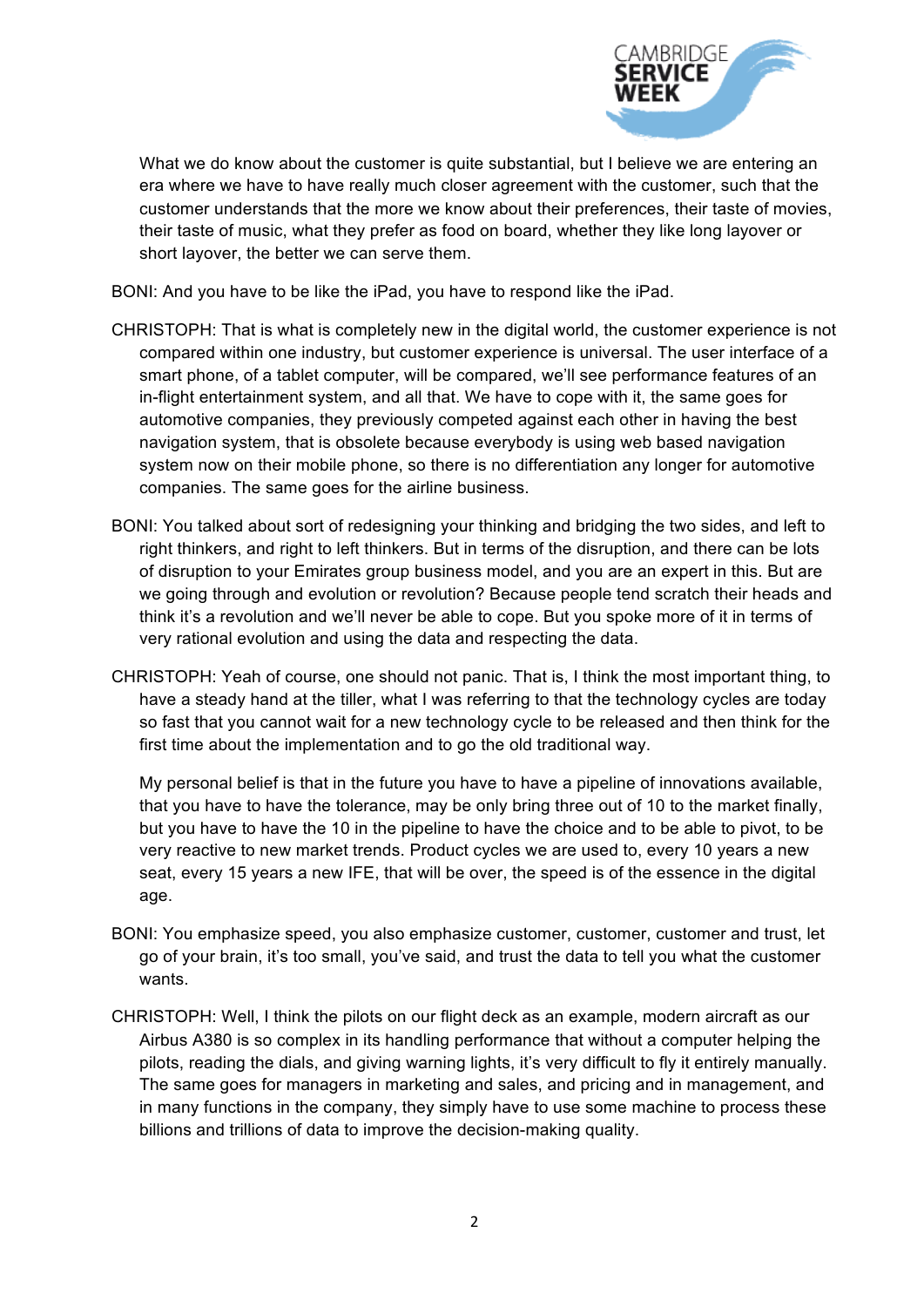What we do know about the customer is quite substantial, but I believe we are entering an era where we have to have really much closer agreement with the customer, such that the customer understands that the more we know about their preferences, their taste of movies, their taste of music, what they prefer as food on board, whether they like long layover or short layover, the better we can serve them.

BONI: And you have to be like the iPad, you have to respond like the iPad.

CHRISTOPH: That is what is completely new in the digital world, the customer experience is not compared within one industry, but customer experience is universal. The user interface of a smart phone, of a tablet computer, will be compared, we'll see performance features of an in-flight entertainment system, and all that. We have to cope with it, the same goes for automotive companies, they previously competed against each other in having the best navigation system, that is obsolete because everybody is using web based navigation system now on their mobile phone, so there is no differentiation any longer for automotive companies. The same goes for the airline business.

BONI: You talked about sort of redesigning your thinking and bridging the two sides, and left to right thinkers, and right to left thinkers. But in terms of the disruption, and there can be lots of disruption to your Emirates group business model, and you are an expert in this. But are we going through and evolution or revolution? Because people tend scratch their heads and think it's a revolution and we'll never be able to cope. But you spoke more of it in terms of very rational evolution and using the data and respecting the data.

CHRISTOPH: Yeah of course, one should not panic. That is, I think the most important thing, to have a steady hand at the tiller, what I was referring to that the technology cycles are today so fast that you cannot wait for a new technology cycle to be released and then think for the first time about the implementation and to go the old traditional way.

My personal belief is that in the future you have to have a pipeline of innovations available, that you have to have the tolerance, may be only bring three out of 10 to the market finally, but you have to have the 10 in the pipeline to have the choice and to be able to pivot, to be very reactive to new market trends. Product cycles we are used to, every 10 years a new seat, every 15 years a new IFE, that will be over, the speed is of the essence in the digital age.

BONI: You emphasize speed, you also emphasize customer, customer, customer and trust, let go of your brain, it's too small, you've said, and trust the data to tell you what the customer wants.

CHRISTOPH: Well, I think the pilots on our flight deck as an example, modern aircraft as our Airbus A380 is so complex in its handling performance that without a computer helping the pilots, reading the dials, and giving warning lights, it's very difficult to fly it entirely manually. The same goes for managers in marketing and sales, and pricing and in management, and in many functions in the company, they simply have to use some machine to process these billions and trillions of data to improve the decision-making quality.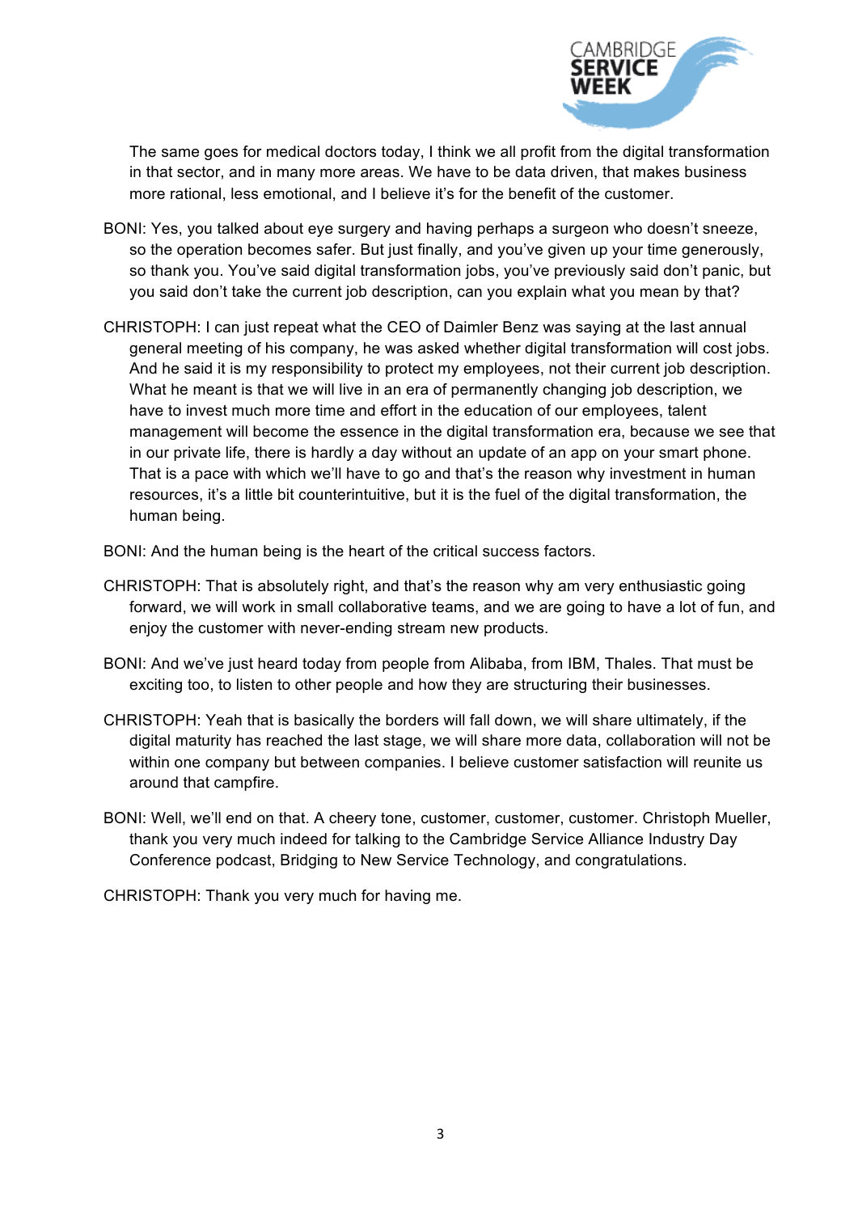The same goes for medical doctors today, I think we all profit from the digital transformation in that sector, and in many more areas. We have to be data driven, that makes business more rational, less emotional, and I believe it's for the benefit of the customer.

BONI: Yes, you talked about eye surgery and having perhaps a surgeon who doesn't sneeze, so the operation becomes safer. But just finally, and you've given up your time generously, so thank you. You've said digital transformation jobs, you've previously said don't panic, but you said don't take the current job description, can you explain what you mean by that?

CHRISTOPH: I can just repeat what the CEO of Daimler Benz was saying at the last annual general meeting of his company, he was asked whether digital transformation will cost jobs. And he said it is my responsibility to protect my employees, not their current job description. What he meant is that we will live in an era of permanently changing job description, we have to invest much more time and effort in the education of our employees, talent management will become the essence in the digital transformation era, because we see that in our private life, there is hardly a day without an update of an app on your smart phone. That is a pace with which we'll have to go and that's the reason why investment in human resources, it's a little bit counterintuitive, but it is the fuel of the digital transformation, the human being.

BONI: And the human being is the heart of the critical success factors.

CHRISTOPH: That is absolutely right, and that's the reason why am very enthusiastic going forward, we will work in small collaborative teams, and we are going to have a lot of fun, and enjoy the customer with never-ending stream new products.

BONI: And we've just heard today from people from Alibaba, from IBM, Thales. That must be exciting too, to listen to other people and how they are structuring their businesses.

CHRISTOPH: Yeah that is basically the borders will fall down, we will share ultimately, if the digital maturity has reached the last stage, we will share more data, collaboration will not be within one company but between companies. I believe customer satisfaction will reunite us around that campfire.

BONI: Well, we'll end on that. A cheery tone, customer, customer, customer. Christoph Mueller, thank you very much indeed for talking to the Cambridge Service Alliance Industry Day Conference podcast, Bridging to New Service Technology, and congratulations.

CHRISTOPH: Thank you very much for having me.